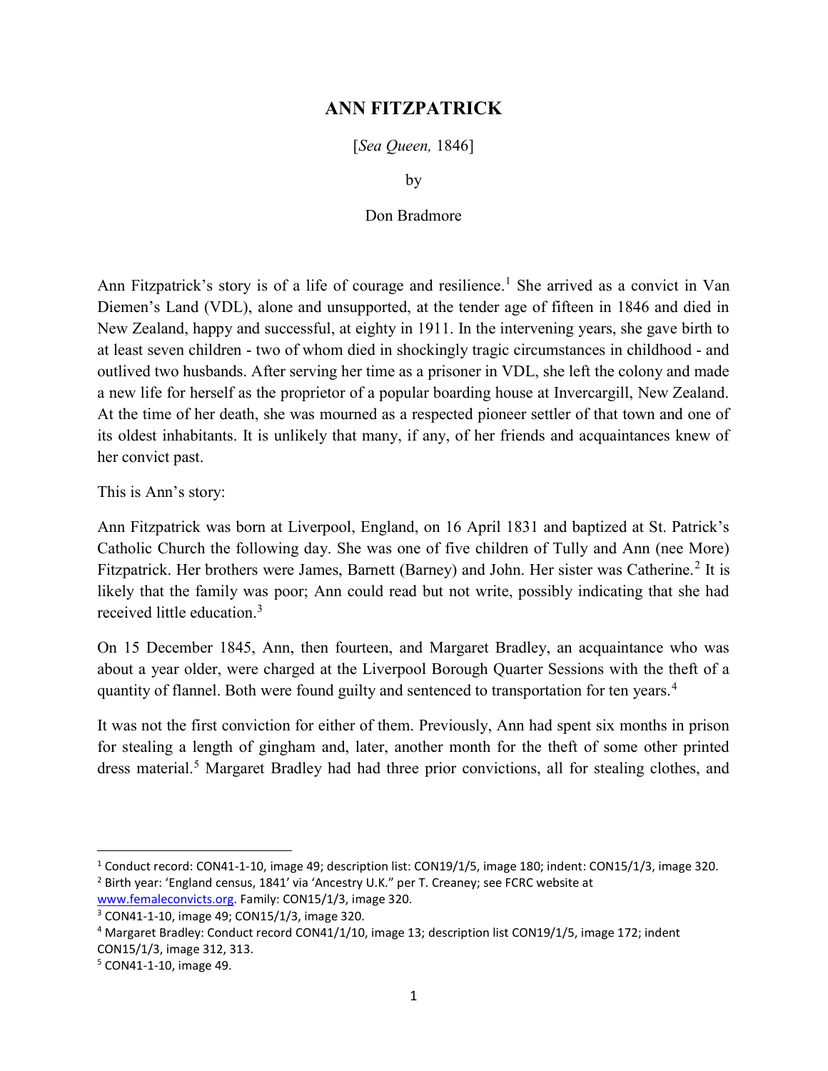# ANN FITZPATRICK

[*Sea Queen,* 1846]

by

Don Bradmore

Ann Fitzpatrick's story is of a life of courage and resilience.[1] She arrived as a convict in Van Diemen's Land (VDL), alone and unsupported, at the tender age of fifteen in 1846 and died in New Zealand, happy and successful, at eighty in 1911. In the intervening years, she gave birth to at least seven children - two of whom died in shockingly tragic circumstances in childhood - and outlived two husbands. After serving her time as a prisoner in VDL, she left the colony and made a new life for herself as the proprietor of a popular boarding house at Invercargill, New Zealand. At the time of her death, she was mourned as a respected pioneer settler of that town and one of its oldest inhabitants. It is unlikely that many, if any, of her friends and acquaintances knew of her convict past.

This is Ann's story:

Ann Fitzpatrick was born at Liverpool, England, on 16 April 1831 and baptized at St. Patrick's Catholic Church the following day. She was one of five children of Tully and Ann (nee More) Fitzpatrick. Her brothers were James, Barnett (Barney) and John. Her sister was Catherine.[2] It is likely that the family was poor; Ann could read but not write, possibly indicating that she had received little education.[3]

On 15 December 1845, Ann, then fourteen, and Margaret Bradley, an acquaintance who was about a year older, were charged at the Liverpool Borough Quarter Sessions with the theft of a quantity of flannel. Both were found guilty and sentenced to transportation for ten years.[4]

It was not the first conviction for either of them. Previously, Ann had spent six months in prison for stealing a length of gingham and, later, another month for the theft of some other printed dress material.[5] Margaret Bradley had had three prior convictions, all for stealing clothes, and

---

[1] Conduct record: CON41-1-10, image 49; description list: CON19/1/5, image 180; indent: CON15/1/3, image 320.

[2] Birth year: 'England census, 1841' via 'Ancestry U.K." per T. Creaney; see FCRC website at www.femaleconvicts.org. Family: CON15/1/3, image 320.

[3] CON41-1-10, image 49; CON15/1/3, image 320.

[4] Margaret Bradley: Conduct record CON41/1/10, image 13; description list CON19/1/5, image 172; indent CON15/1/3, image 312, 313.

[5] CON41-1-10, image 49.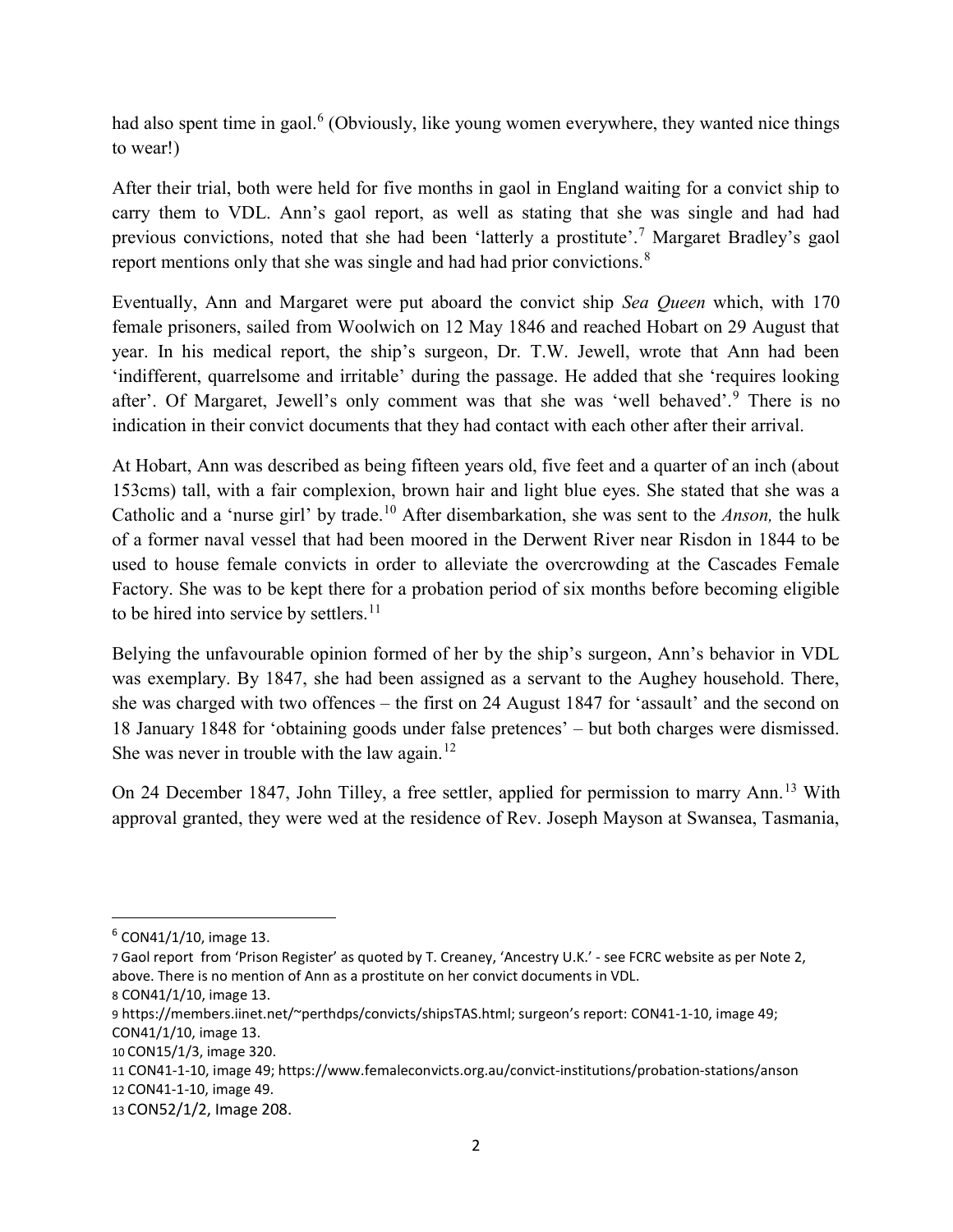had also spent time in gaol.[6] (Obviously, like young women everywhere, they wanted nice things to wear!)

After their trial, both were held for five months in gaol in England waiting for a convict ship to carry them to VDL. Ann's gaol report, as well as stating that she was single and had had previous convictions, noted that she had been 'latterly a prostitute'.[7] Margaret Bradley's gaol report mentions only that she was single and had had prior convictions.[8]

Eventually, Ann and Margaret were put aboard the convict ship *Sea Queen* which, with 170 female prisoners, sailed from Woolwich on 12 May 1846 and reached Hobart on 29 August that year. In his medical report, the ship's surgeon, Dr. T.W. Jewell, wrote that Ann had been 'indifferent, quarrelsome and irritable' during the passage. He added that she 'requires looking after'. Of Margaret, Jewell's only comment was that she was 'well behaved'.[9] There is no indication in their convict documents that they had contact with each other after their arrival.

At Hobart, Ann was described as being fifteen years old, five feet and a quarter of an inch (about 153cms) tall, with a fair complexion, brown hair and light blue eyes. She stated that she was a Catholic and a 'nurse girl' by trade.[10] After disembarkation, she was sent to the *Anson,* the hulk of a former naval vessel that had been moored in the Derwent River near Risdon in 1844 to be used to house female convicts in order to alleviate the overcrowding at the Cascades Female Factory. She was to be kept there for a probation period of six months before becoming eligible to be hired into service by settlers.[11]

Belying the unfavourable opinion formed of her by the ship's surgeon, Ann's behavior in VDL was exemplary. By 1847, she had been assigned as a servant to the Aughey household. There, she was charged with two offences – the first on 24 August 1847 for 'assault' and the second on 18 January 1848 for 'obtaining goods under false pretences' – but both charges were dismissed. She was never in trouble with the law again.[12]

On 24 December 1847, John Tilley, a free settler, applied for permission to marry Ann.[13] With approval granted, they were wed at the residence of Rev. Joseph Mayson at Swansea, Tasmania,

---

[6] CON41/1/10, image 13.

[7] Gaol report from 'Prison Register' as quoted by T. Creaney, 'Ancestry U.K.' - see FCRC website as per Note 2, above. There is no mention of Ann as a prostitute on her convict documents in VDL.

[8] CON41/1/10, image 13.

[9] https://members.iinet.net/~perthdps/convicts/shipsTAS.html; surgeon's report: CON41-1-10, image 49; CON41/1/10, image 13.

[10] CON15/1/3, image 320.

[11] CON41-1-10, image 49; https://www.femaleconvicts.org.au/convict-institutions/probation-stations/anson

[12] CON41-1-10, image 49.

[13] CON52/1/2, Image 208.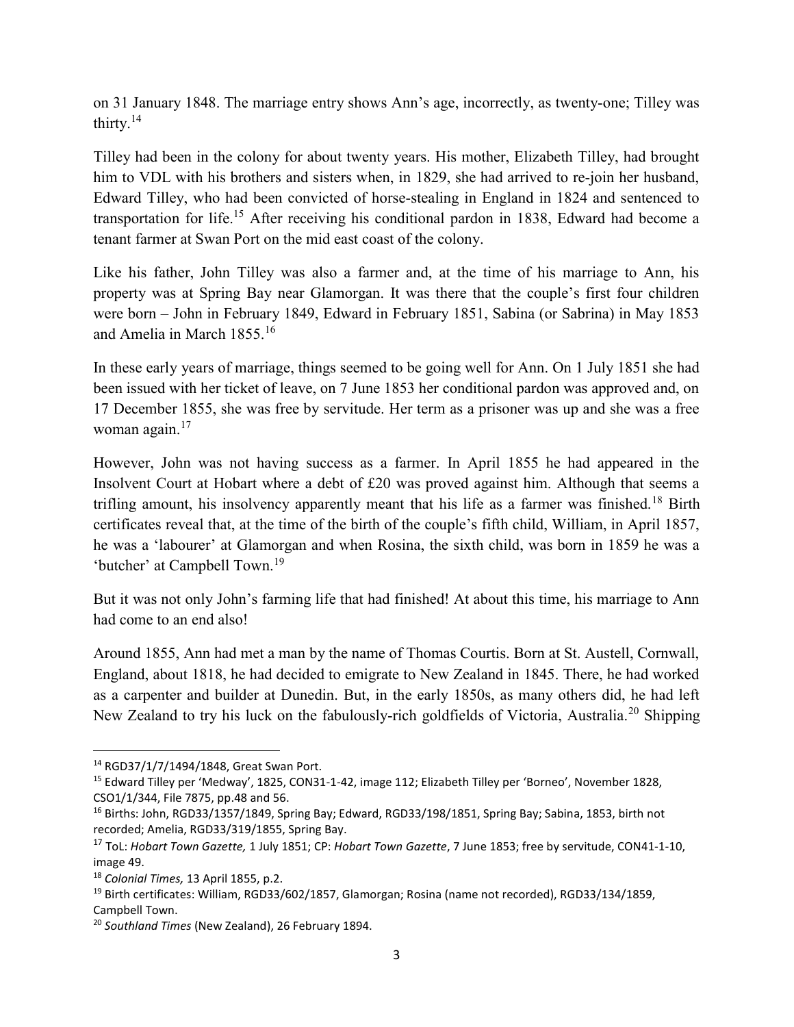on 31 January 1848. The marriage entry shows Ann's age, incorrectly, as twenty-one; Tilley was thirty.[14]

Tilley had been in the colony for about twenty years. His mother, Elizabeth Tilley, had brought him to VDL with his brothers and sisters when, in 1829, she had arrived to re-join her husband, Edward Tilley, who had been convicted of horse-stealing in England in 1824 and sentenced to transportation for life.[15] After receiving his conditional pardon in 1838, Edward had become a tenant farmer at Swan Port on the mid east coast of the colony.

Like his father, John Tilley was also a farmer and, at the time of his marriage to Ann, his property was at Spring Bay near Glamorgan. It was there that the couple's first four children were born – John in February 1849, Edward in February 1851, Sabina (or Sabrina) in May 1853 and Amelia in March 1855.[16]

In these early years of marriage, things seemed to be going well for Ann. On 1 July 1851 she had been issued with her ticket of leave, on 7 June 1853 her conditional pardon was approved and, on 17 December 1855, she was free by servitude. Her term as a prisoner was up and she was a free woman again.[17]

However, John was not having success as a farmer. In April 1855 he had appeared in the Insolvent Court at Hobart where a debt of £20 was proved against him. Although that seems a trifling amount, his insolvency apparently meant that his life as a farmer was finished.[18] Birth certificates reveal that, at the time of the birth of the couple's fifth child, William, in April 1857, he was a 'labourer' at Glamorgan and when Rosina, the sixth child, was born in 1859 he was a 'butcher' at Campbell Town.[19]

But it was not only John's farming life that had finished! At about this time, his marriage to Ann had come to an end also!

Around 1855, Ann had met a man by the name of Thomas Courtis. Born at St. Austell, Cornwall, England, about 1818, he had decided to emigrate to New Zealand in 1845. There, he had worked as a carpenter and builder at Dunedin. But, in the early 1850s, as many others did, he had left New Zealand to try his luck on the fabulously-rich goldfields of Victoria, Australia.[20] Shipping

---

[14] RGD37/1/7/1494/1848, Great Swan Port.

[15] Edward Tilley per 'Medway', 1825, CON31-1-42, image 112; Elizabeth Tilley per 'Borneo', November 1828, CSO1/1/344, File 7875, pp.48 and 56.

[16] Births: John, RGD33/1357/1849, Spring Bay; Edward, RGD33/198/1851, Spring Bay; Sabina, 1853, birth not recorded; Amelia, RGD33/319/1855, Spring Bay.

[17] ToL: *Hobart Town Gazette,* 1 July 1851; CP: *Hobart Town Gazette*, 7 June 1853; free by servitude, CON41-1-10, image 49.

[18] *Colonial Times,* 13 April 1855, p.2.

[19] Birth certificates: William, RGD33/602/1857, Glamorgan; Rosina (name not recorded), RGD33/134/1859, Campbell Town.

[20] *Southland Times* (New Zealand), 26 February 1894.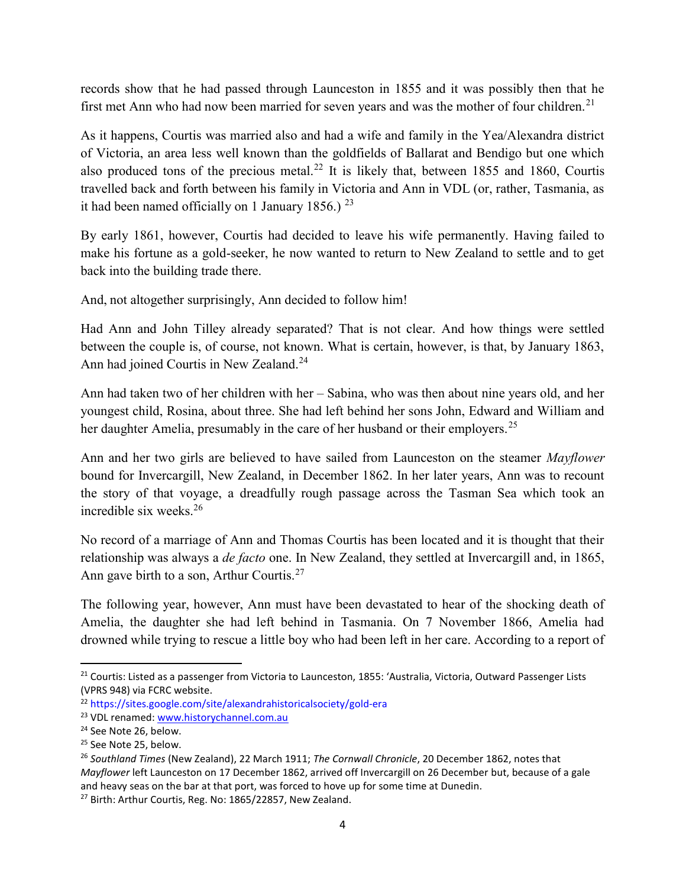records show that he had passed through Launceston in 1855 and it was possibly then that he first met Ann who had now been married for seven years and was the mother of four children.[21]

As it happens, Courtis was married also and had a wife and family in the Yea/Alexandra district of Victoria, an area less well known than the goldfields of Ballarat and Bendigo but one which also produced tons of the precious metal.[22] It is likely that, between 1855 and 1860, Courtis travelled back and forth between his family in Victoria and Ann in VDL (or, rather, Tasmania, as it had been named officially on 1 January 1856.) [23]

By early 1861, however, Courtis had decided to leave his wife permanently. Having failed to make his fortune as a gold-seeker, he now wanted to return to New Zealand to settle and to get back into the building trade there.

And, not altogether surprisingly, Ann decided to follow him!

Had Ann and John Tilley already separated? That is not clear. And how things were settled between the couple is, of course, not known. What is certain, however, is that, by January 1863, Ann had joined Courtis in New Zealand.[24]

Ann had taken two of her children with her – Sabina, who was then about nine years old, and her youngest child, Rosina, about three. She had left behind her sons John, Edward and William and her daughter Amelia, presumably in the care of her husband or their employers.[25]

Ann and her two girls are believed to have sailed from Launceston on the steamer *Mayflower* bound for Invercargill, New Zealand, in December 1862. In her later years, Ann was to recount the story of that voyage, a dreadfully rough passage across the Tasman Sea which took an incredible six weeks.[26]

No record of a marriage of Ann and Thomas Courtis has been located and it is thought that their relationship was always a *de facto* one. In New Zealand, they settled at Invercargill and, in 1865, Ann gave birth to a son, Arthur Courtis.[27]

The following year, however, Ann must have been devastated to hear of the shocking death of Amelia, the daughter she had left behind in Tasmania. On 7 November 1866, Amelia had drowned while trying to rescue a little boy who had been left in her care. According to a report of

---

[21] Courtis: Listed as a passenger from Victoria to Launceston, 1855: 'Australia, Victoria, Outward Passenger Lists (VPRS 948) via FCRC website.

[22] https://sites.google.com/site/alexandrahistoricalsociety/gold-era

[23] VDL renamed: www.historychannel.com.au

[24] See Note 26, below.

[25] See Note 25, below.

[26] *Southland Times* (New Zealand), 22 March 1911; *The Cornwall Chronicle*, 20 December 1862, notes that *Mayflower* left Launceston on 17 December 1862, arrived off Invercargill on 26 December but, because of a gale and heavy seas on the bar at that port, was forced to hove up for some time at Dunedin.

[27] Birth: Arthur Courtis, Reg. No: 1865/22857, New Zealand.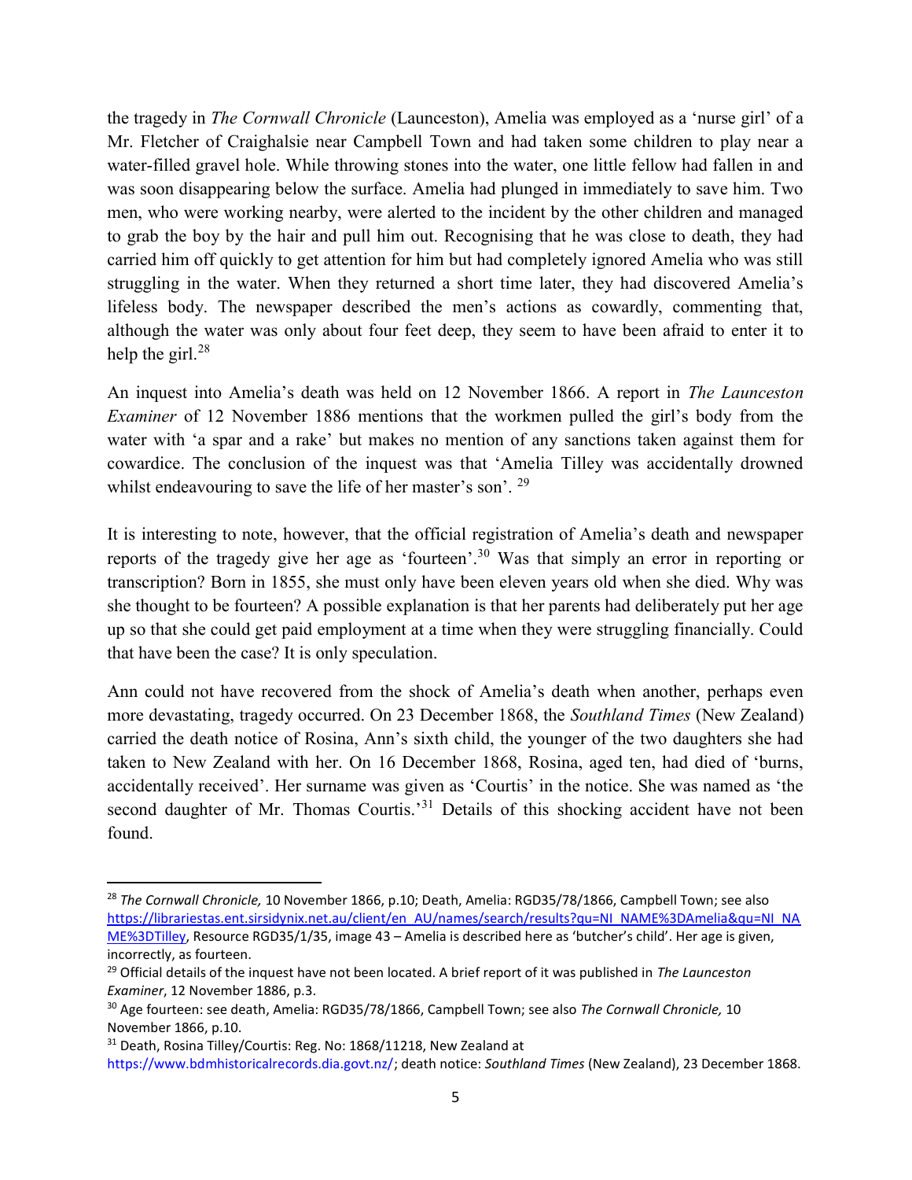the tragedy in *The Cornwall Chronicle* (Launceston), Amelia was employed as a 'nurse girl' of a Mr. Fletcher of Craighalsie near Campbell Town and had taken some children to play near a water-filled gravel hole. While throwing stones into the water, one little fellow had fallen in and was soon disappearing below the surface. Amelia had plunged in immediately to save him. Two men, who were working nearby, were alerted to the incident by the other children and managed to grab the boy by the hair and pull him out. Recognising that he was close to death, they had carried him off quickly to get attention for him but had completely ignored Amelia who was still struggling in the water. When they returned a short time later, they had discovered Amelia's lifeless body. The newspaper described the men's actions as cowardly, commenting that, although the water was only about four feet deep, they seem to have been afraid to enter it to help the girl.[28]

An inquest into Amelia's death was held on 12 November 1866. A report in *The Launceston Examiner* of 12 November 1886 mentions that the workmen pulled the girl's body from the water with 'a spar and a rake' but makes no mention of any sanctions taken against them for cowardice. The conclusion of the inquest was that 'Amelia Tilley was accidentally drowned whilst endeavouring to save the life of her master's son'. [29]

It is interesting to note, however, that the official registration of Amelia's death and newspaper reports of the tragedy give her age as 'fourteen'.[30] Was that simply an error in reporting or transcription? Born in 1855, she must only have been eleven years old when she died. Why was she thought to be fourteen? A possible explanation is that her parents had deliberately put her age up so that she could get paid employment at a time when they were struggling financially. Could that have been the case? It is only speculation.

Ann could not have recovered from the shock of Amelia's death when another, perhaps even more devastating, tragedy occurred. On 23 December 1868, the *Southland Times* (New Zealand) carried the death notice of Rosina, Ann's sixth child, the younger of the two daughters she had taken to New Zealand with her. On 16 December 1868, Rosina, aged ten, had died of 'burns, accidentally received'. Her surname was given as 'Courtis' in the notice. She was named as 'the second daughter of Mr. Thomas Courtis.'[31] Details of this shocking accident have not been found.

---

[28] *The Cornwall Chronicle,* 10 November 1866, p.10; Death, Amelia: RGD35/78/1866, Campbell Town; see also https://librariestas.ent.sirsidynix.net.au/client/en_AU/names/search/results?qu=NI_NAME%3DAmelia&qu=NI_NAME%3DTilley, Resource RGD35/1/35, image 43 – Amelia is described here as 'butcher's child'. Her age is given, incorrectly, as fourteen.

[29] Official details of the inquest have not been located. A brief report of it was published in *The Launceston Examiner*, 12 November 1886, p.3.

[30] Age fourteen: see death, Amelia: RGD35/78/1866, Campbell Town; see also *The Cornwall Chronicle,* 10 November 1866, p.10.

[31] Death, Rosina Tilley/Courtis: Reg. No: 1868/11218, New Zealand at https://www.bdmhistoricalrecords.dia.govt.nz/; death notice: *Southland Times* (New Zealand), 23 December 1868.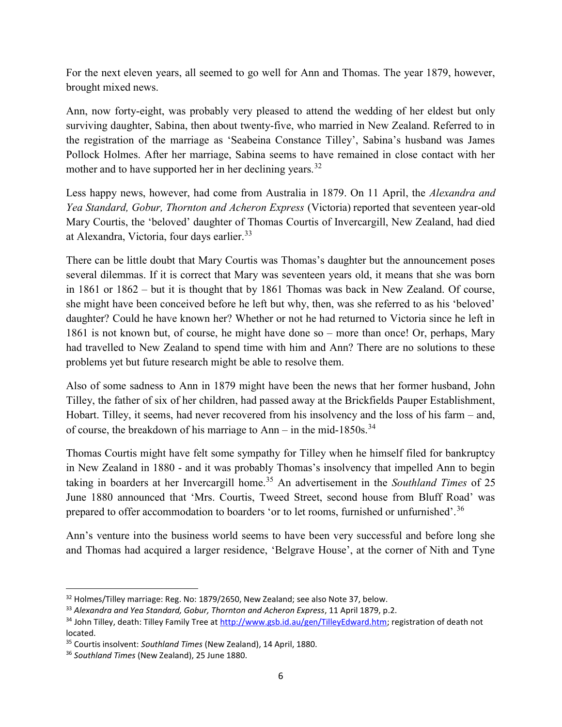For the next eleven years, all seemed to go well for Ann and Thomas. The year 1879, however, brought mixed news.

Ann, now forty-eight, was probably very pleased to attend the wedding of her eldest but only surviving daughter, Sabina, then about twenty-five, who married in New Zealand. Referred to in the registration of the marriage as 'Seabeina Constance Tilley', Sabina's husband was James Pollock Holmes. After her marriage, Sabina seems to have remained in close contact with her mother and to have supported her in her declining years.[32]

Less happy news, however, had come from Australia in 1879. On 11 April, the *Alexandra and Yea Standard, Gobur, Thornton and Acheron Express* (Victoria) reported that seventeen year-old Mary Courtis, the 'beloved' daughter of Thomas Courtis of Invercargill, New Zealand, had died at Alexandra, Victoria, four days earlier.[33]

There can be little doubt that Mary Courtis was Thomas's daughter but the announcement poses several dilemmas. If it is correct that Mary was seventeen years old, it means that she was born in 1861 or 1862 – but it is thought that by 1861 Thomas was back in New Zealand. Of course, she might have been conceived before he left but why, then, was she referred to as his 'beloved' daughter? Could he have known her? Whether or not he had returned to Victoria since he left in 1861 is not known but, of course, he might have done so – more than once! Or, perhaps, Mary had travelled to New Zealand to spend time with him and Ann? There are no solutions to these problems yet but future research might be able to resolve them.

Also of some sadness to Ann in 1879 might have been the news that her former husband, John Tilley, the father of six of her children, had passed away at the Brickfields Pauper Establishment, Hobart. Tilley, it seems, had never recovered from his insolvency and the loss of his farm – and, of course, the breakdown of his marriage to Ann – in the mid-1850s.[34]

Thomas Courtis might have felt some sympathy for Tilley when he himself filed for bankruptcy in New Zealand in 1880 - and it was probably Thomas's insolvency that impelled Ann to begin taking in boarders at her Invercargill home.[35] An advertisement in the *Southland Times* of 25 June 1880 announced that 'Mrs. Courtis, Tweed Street, second house from Bluff Road' was prepared to offer accommodation to boarders 'or to let rooms, furnished or unfurnished'.[36]

Ann's venture into the business world seems to have been very successful and before long she and Thomas had acquired a larger residence, 'Belgrave House', at the corner of Nith and Tyne

---

[32] Holmes/Tilley marriage: Reg. No: 1879/2650, New Zealand; see also Note 37, below.

[33] *Alexandra and Yea Standard, Gobur, Thornton and Acheron Express*, 11 April 1879, p.2.

[34] John Tilley, death: Tilley Family Tree at http://www.gsb.id.au/gen/TilleyEdward.htm; registration of death not located.

[35] Courtis insolvent: *Southland Times* (New Zealand), 14 April, 1880.

[36] *Southland Times* (New Zealand), 25 June 1880.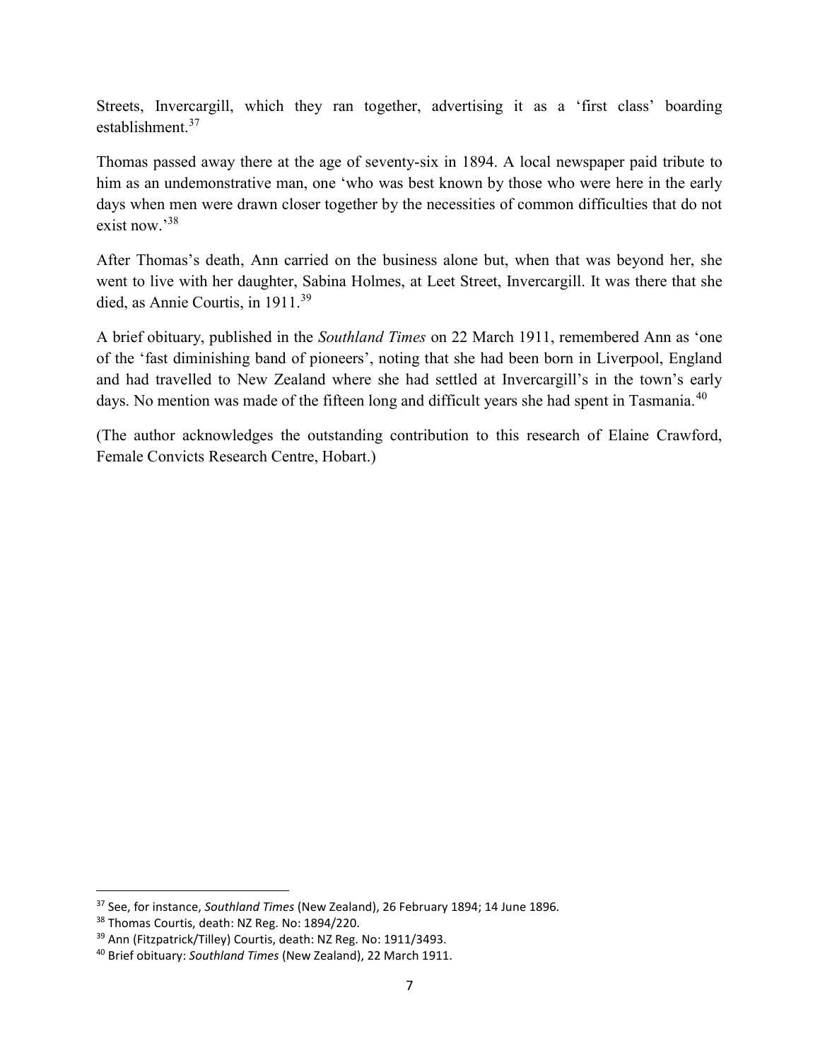Streets, Invercargill, which they ran together, advertising it as a 'first class' boarding establishment.[37]

Thomas passed away there at the age of seventy-six in 1894. A local newspaper paid tribute to him as an undemonstrative man, one 'who was best known by those who were here in the early days when men were drawn closer together by the necessities of common difficulties that do not exist now.'[38]

After Thomas's death, Ann carried on the business alone but, when that was beyond her, she went to live with her daughter, Sabina Holmes, at Leet Street, Invercargill. It was there that she died, as Annie Courtis, in 1911.[39]

A brief obituary, published in the *Southland Times* on 22 March 1911, remembered Ann as 'one of the 'fast diminishing band of pioneers', noting that she had been born in Liverpool, England and had travelled to New Zealand where she had settled at Invercargill's in the town's early days. No mention was made of the fifteen long and difficult years she had spent in Tasmania.[40]

(The author acknowledges the outstanding contribution to this research of Elaine Crawford, Female Convicts Research Centre, Hobart.)

---

[37] See, for instance, *Southland Times* (New Zealand), 26 February 1894; 14 June 1896.

[38] Thomas Courtis, death: NZ Reg. No: 1894/220.

[39] Ann (Fitzpatrick/Tilley) Courtis, death: NZ Reg. No: 1911/3493.

[40] Brief obituary: *Southland Times* (New Zealand), 22 March 1911.